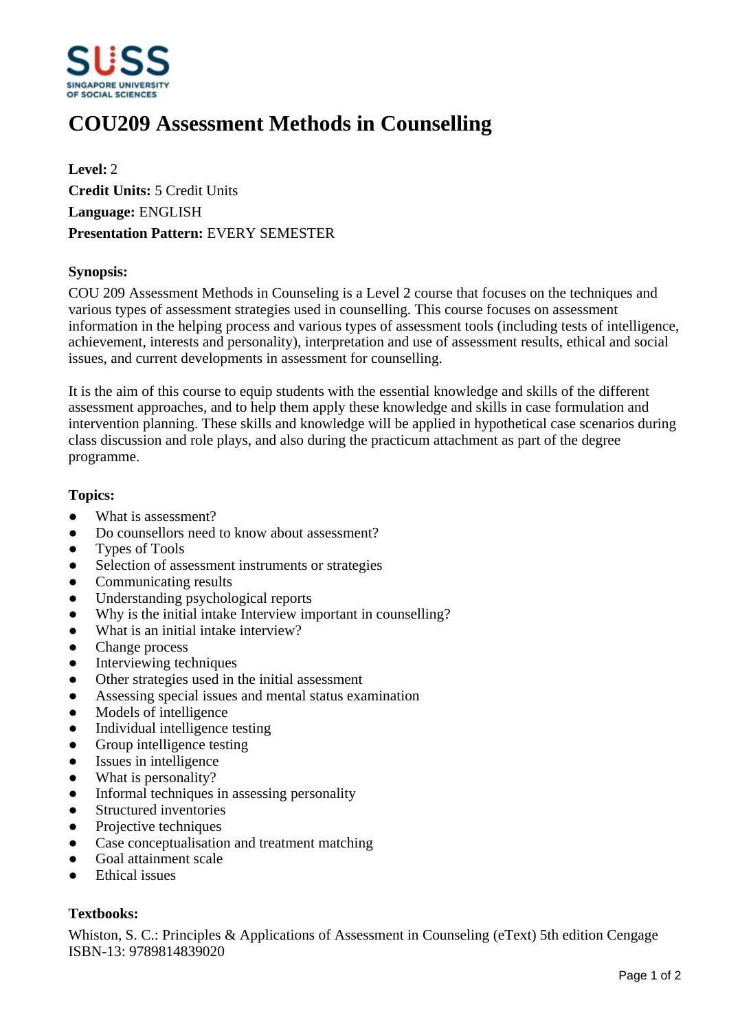# COU209 Assessment Methods in Counselling

**Level:** 2
**Credit Units:** 5 Credit Units
**Language:** ENGLISH
**Presentation Pattern:** EVERY SEMESTER

### Synopsis:

COU 209 Assessment Methods in Counseling is a Level 2 course that focuses on the techniques and various types of assessment strategies used in counselling. This course focuses on assessment information in the helping process and various types of assessment tools (including tests of intelligence, achievement, interests and personality), interpretation and use of assessment results, ethical and social issues, and current developments in assessment for counselling.

It is the aim of this course to equip students with the essential knowledge and skills of the different assessment approaches, and to help them apply these knowledge and skills in case formulation and intervention planning. These skills and knowledge will be applied in hypothetical case scenarios during class discussion and role plays, and also during the practicum attachment as part of the degree programme.

### Topics:

- What is assessment?
- Do counsellors need to know about assessment?
- Types of Tools
- Selection of assessment instruments or strategies
- Communicating results
- Understanding psychological reports
- Why is the initial intake Interview important in counselling?
- What is an initial intake interview?
- Change process
- Interviewing techniques
- Other strategies used in the initial assessment
- Assessing special issues and mental status examination
- Models of intelligence
- Individual intelligence testing
- Group intelligence testing
- Issues in intelligence
- What is personality?
- Informal techniques in assessing personality
- Structured inventories
- Projective techniques
- Case conceptualisation and treatment matching
- Goal attainment scale
- Ethical issues

### Textbooks:

Whiston, S. C.: Principles & Applications of Assessment in Counseling (eText) 5th edition Cengage
ISBN-13: 9789814839020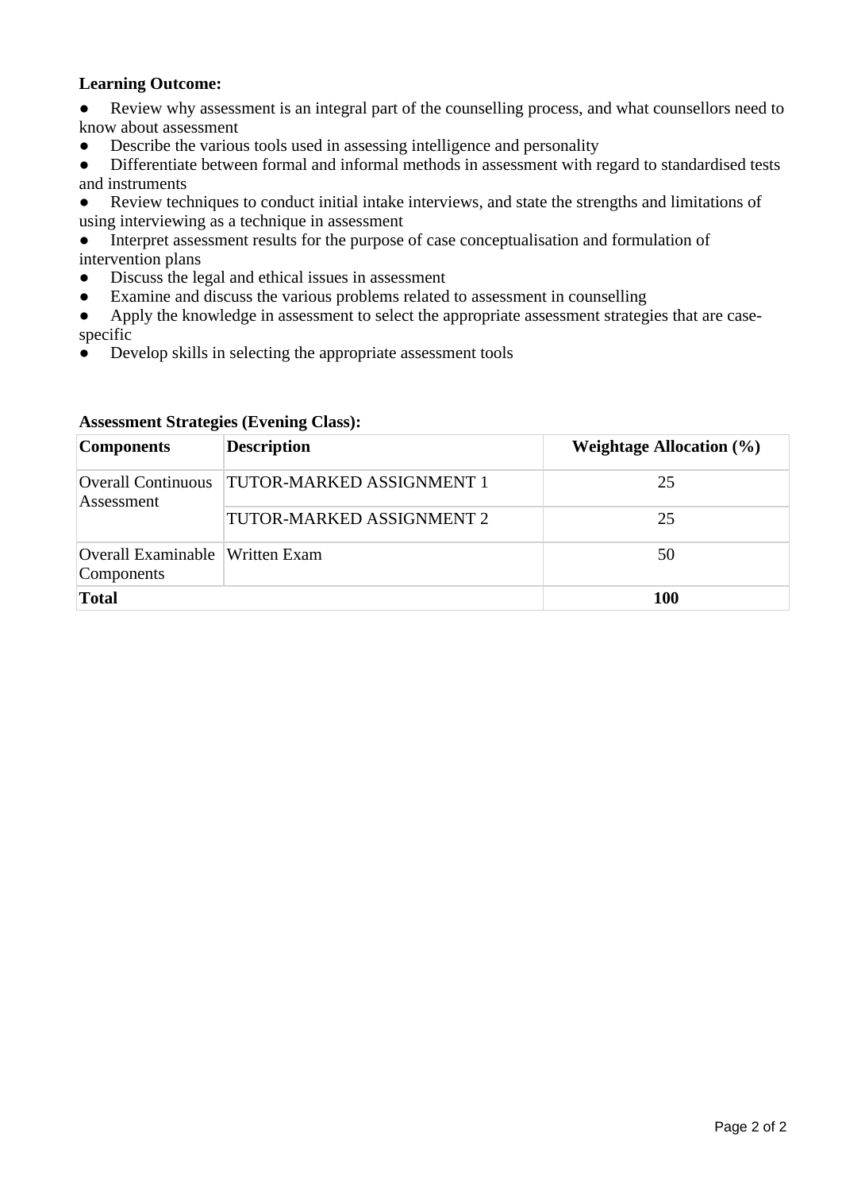**Learning Outcome:**

- Review why assessment is an integral part of the counselling process, and what counsellors need to know about assessment
- Describe the various tools used in assessing intelligence and personality
- Differentiate between formal and informal methods in assessment with regard to standardised tests and instruments
- Review techniques to conduct initial intake interviews, and state the strengths and limitations of using interviewing as a technique in assessment
- Interpret assessment results for the purpose of case conceptualisation and formulation of intervention plans
- Discuss the legal and ethical issues in assessment
- Examine and discuss the various problems related to assessment in counselling
- Apply the knowledge in assessment to select the appropriate assessment strategies that are case-specific
- Develop skills in selecting the appropriate assessment tools

**Assessment Strategies (Evening Class):**

| **Components** | **Description** | **Weightage Allocation (%)** |
|---|---|---|
| Overall Continuous Assessment | TUTOR-MARKED ASSIGNMENT 1 | 25 |
| | TUTOR-MARKED ASSIGNMENT 2 | 25 |
| Overall Examinable Components | Written Exam | 50 |
| **Total** | | **100** |